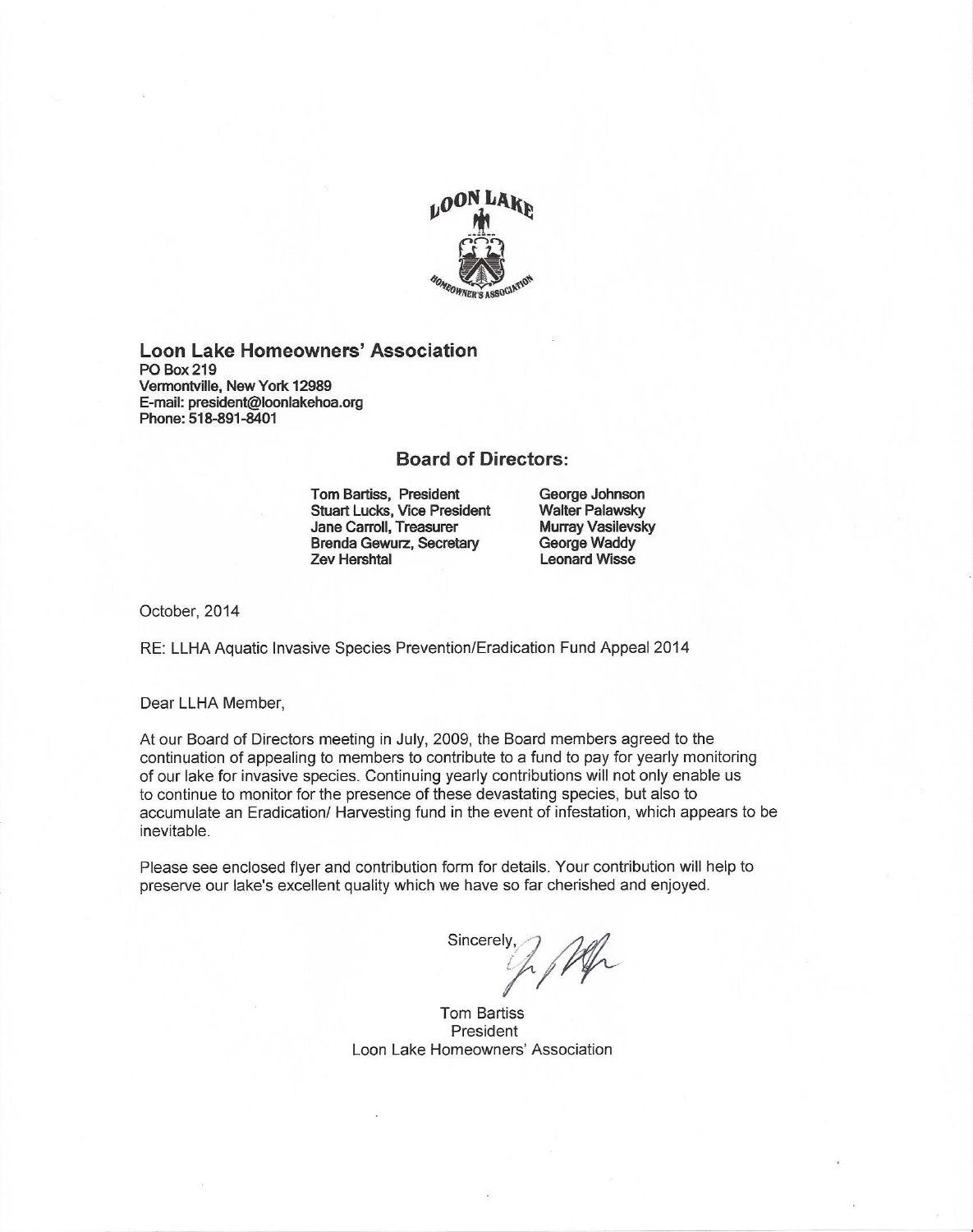**Loon Lake Homeowners' Association**
PO Box 219
Vermontville, New York 12989
E-mail: president@loonlakehoa.org
Phone: 518-891-8401

### Board of Directors:

Tom Bartiss, President
Stuart Lucks, Vice President
Jane Carroll, Treasurer
Brenda Gewurz, Secretary
Zev Hershtal
George Johnson
Walter Palawsky
Murray Vasilevsky
George Waddy
Leonard Wisse

October, 2014

RE: LLHA Aquatic Invasive Species Prevention/Eradication Fund Appeal 2014

Dear LLHA Member,

At our Board of Directors meeting in July, 2009, the Board members agreed to the continuation of appealing to members to contribute to a fund to pay for yearly monitoring of our lake for invasive species. Continuing yearly contributions will not only enable us to continue to monitor for the presence of these devastating species, but also to accumulate an Eradication/ Harvesting fund in the event of infestation, which appears to be inevitable.

Please see enclosed flyer and contribution form for details. Your contribution will help to preserve our lake's excellent quality which we have so far cherished and enjoyed.

Sincerely,

Tom Bartiss
President
Loon Lake Homeowners' Association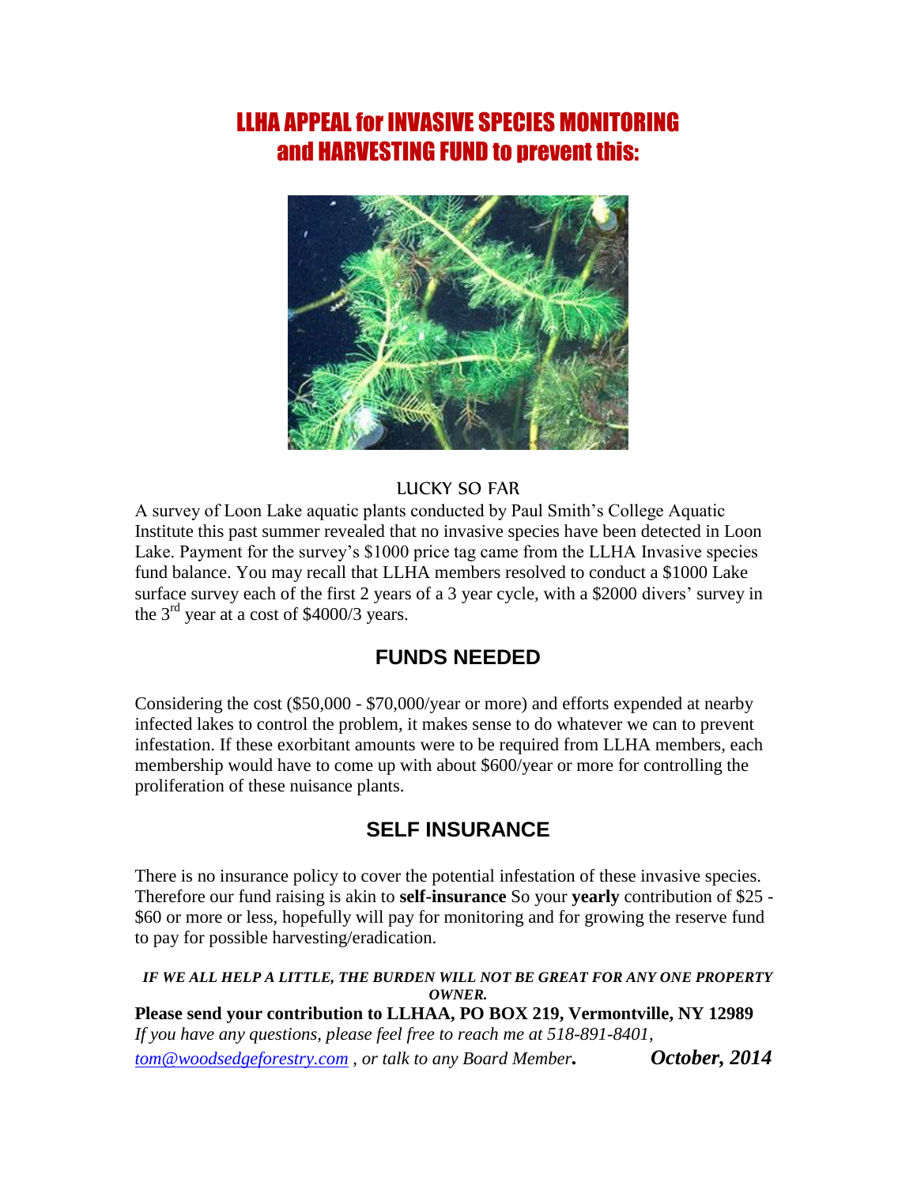# LLHA APPEAL for INVASIVE SPECIES MONITORING and HARVESTING FUND to prevent this:

### LUCKY SO FAR

A survey of Loon Lake aquatic plants conducted by Paul Smith's College Aquatic Institute this past summer revealed that no invasive species have been detected in Loon Lake. Payment for the survey's $1000 price tag came from the LLHA Invasive species fund balance. You may recall that LLHA members resolved to conduct a $1000 Lake surface survey each of the first 2 years of a 3 year cycle, with a $2000 divers' survey in the 3rd year at a cost of $4000/3 years.

## FUNDS NEEDED

Considering the cost ($50,000 - $70,000/year or more) and efforts expended at nearby infected lakes to control the problem, it makes sense to do whatever we can to prevent infestation. If these exorbitant amounts were to be required from LLHA members, each membership would have to come up with about $600/year or more for controlling the proliferation of these nuisance plants.

## SELF INSURANCE

There is no insurance policy to cover the potential infestation of these invasive species. Therefore our fund raising is akin to **self-insurance** So your **yearly** contribution of $25 - $60 or more or less, hopefully will pay for monitoring and for growing the reserve fund to pay for possible harvesting/eradication.

***IF WE ALL HELP A LITTLE, THE BURDEN WILL NOT BE GREAT FOR ANY ONE PROPERTY OWNER.***

**Please send your contribution to LLHAA, PO BOX 219, Vermontville, NY 12989**

*If you have any questions, please feel free to reach me at 518-891-8401, tom@woodsedgeforestry.com , or talk to any Board Member.* ***October, 2014***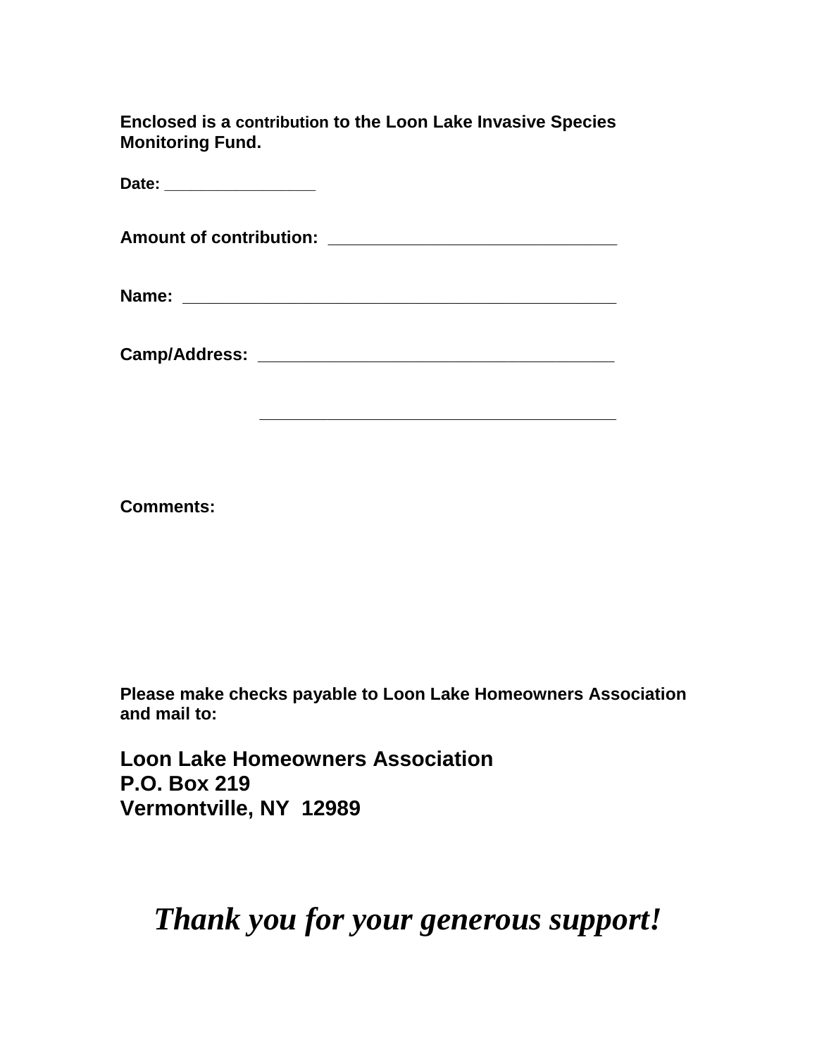**Enclosed is a contribution to the Loon Lake Invasive Species Monitoring Fund.**

**Date:** ________________

**Amount of contribution:** ______________________________

**Name:** ____________________________________________

**Camp/Address:** _____________________________________

_____________________________________

**Comments:**

**Please make checks payable to Loon Lake Homeowners Association and mail to:**

**Loon Lake Homeowners Association**
**P.O. Box 219**
**Vermontville, NY  12989**

***Thank you for your generous support!***